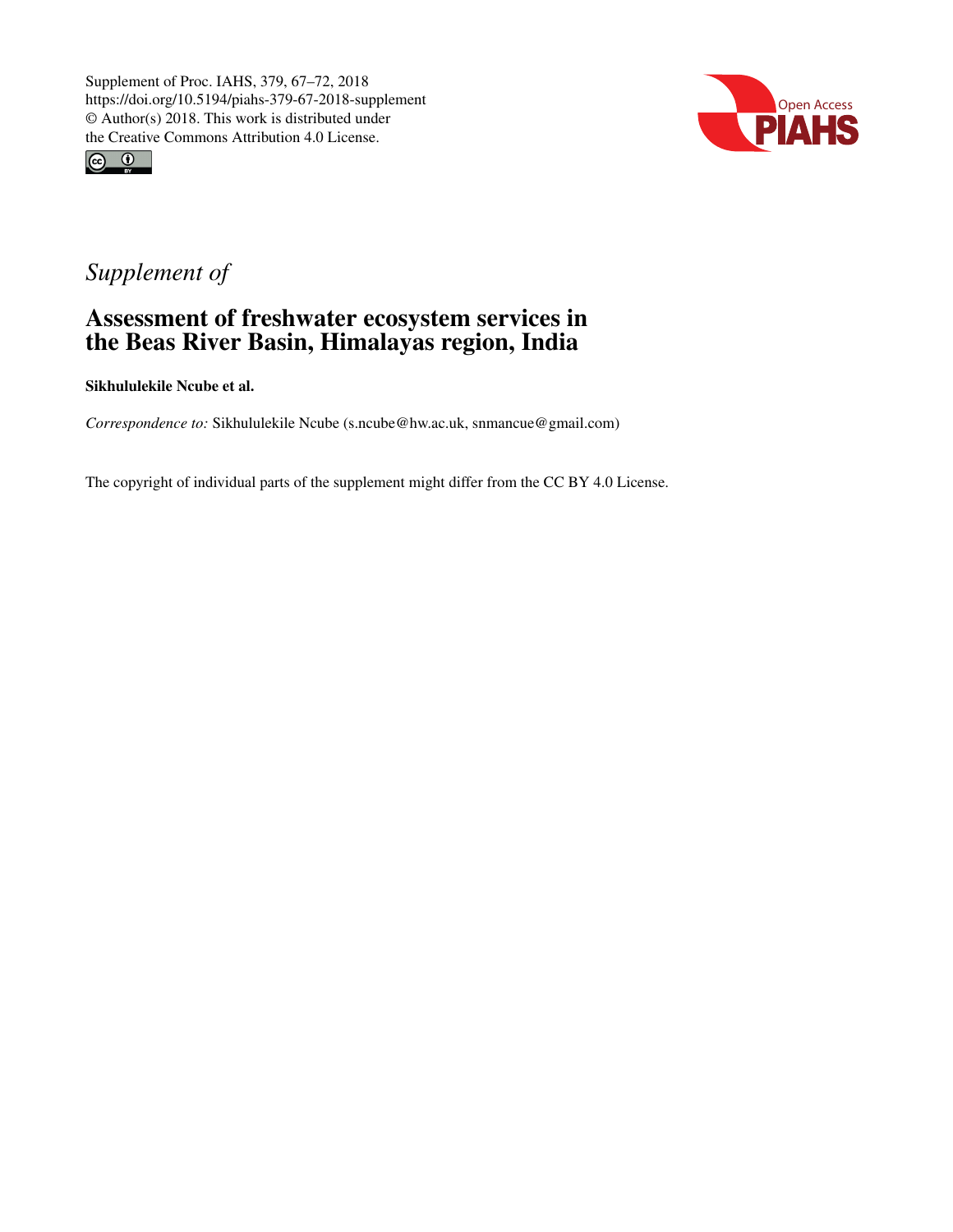Supplement of Proc. IAHS, 379, 67–72, 2018
https://doi.org/10.5194/piahs-379-67-2018-supplement
© Author(s) 2018. This work is distributed under
the Creative Commons Attribution 4.0 License.

*Supplement of*

# Assessment of freshwater ecosystem services in the Beas River Basin, Himalayas region, India

**Sikhululekile Ncube et al.**

*Correspondence to:* Sikhululekile Ncube (s.ncube@hw.ac.uk, snmancue@gmail.com)

The copyright of individual parts of the supplement might differ from the CC BY 4.0 License.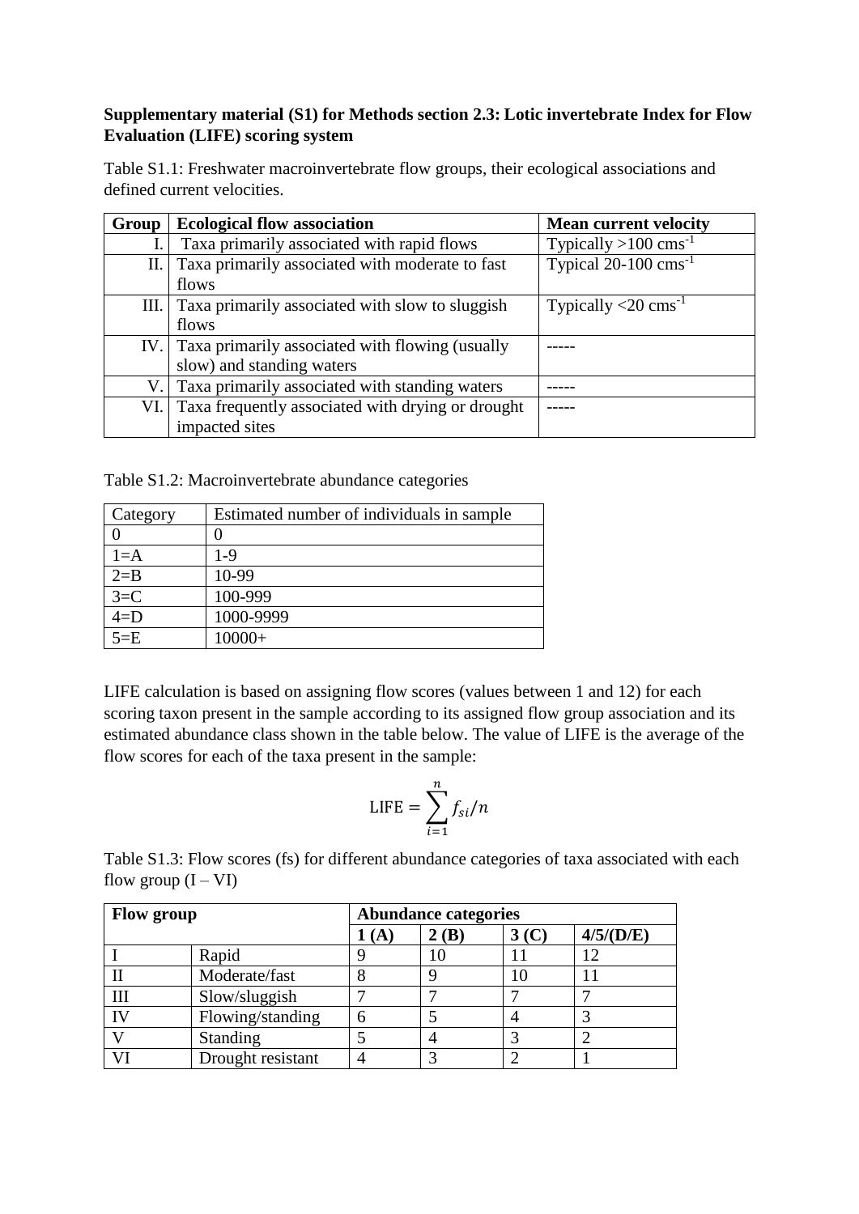**Supplementary material (S1) for Methods section 2.3: Lotic invertebrate Index for Flow Evaluation (LIFE) scoring system**

Table S1.1: Freshwater macroinvertebrate flow groups, their ecological associations and defined current velocities.

| Group | Ecological flow association | Mean current velocity |
|---|---|---|
| I. | Taxa primarily associated with rapid flows | Typically >100 $cms^{-1}$ |
| II. | Taxa primarily associated with moderate to fast flows | Typical 20-100 $cms^{-1}$ |
| III. | Taxa primarily associated with slow to sluggish flows | Typically <20 $cms^{-1}$ |
| IV. | Taxa primarily associated with flowing (usually slow) and standing waters | ----- |
| V. | Taxa primarily associated with standing waters | ----- |
| VI. | Taxa frequently associated with drying or drought impacted sites | ----- |

Table S1.2: Macroinvertebrate abundance categories

| Category | Estimated number of individuals in sample |
|---|---|
| 0 | 0 |
| 1=A | 1-9 |
| 2=B | 10-99 |
| 3=C | 100-999 |
| 4=D | 1000-9999 |
| 5=E | 10000+ |

LIFE calculation is based on assigning flow scores (values between 1 and 12) for each scoring taxon present in the sample according to its assigned flow group association and its estimated abundance class shown in the table below. The value of LIFE is the average of the flow scores for each of the taxa present in the sample:

$$\text{LIFE} = \sum_{i=1}^{n} f_{si}/n$$

Table S1.3: Flow scores (fs) for different abundance categories of taxa associated with each flow group (I – VI)

| **Flow group** | | **Abundance categories** | | | |
|---|---|---|---|---|---|
| | | **1 (A)** | **2 (B)** | **3 (C)** | **4/5/(D/E)** |
| I | Rapid | 9 | 10 | 11 | 12 |
| II | Moderate/fast | 8 | 9 | 10 | 11 |
| III | Slow/sluggish | 7 | 7 | 7 | 7 |
| IV | Flowing/standing | 6 | 5 | 4 | 3 |
| V | Standing | 5 | 4 | 3 | 2 |
| VI | Drought resistant | 4 | 3 | 2 | 1 |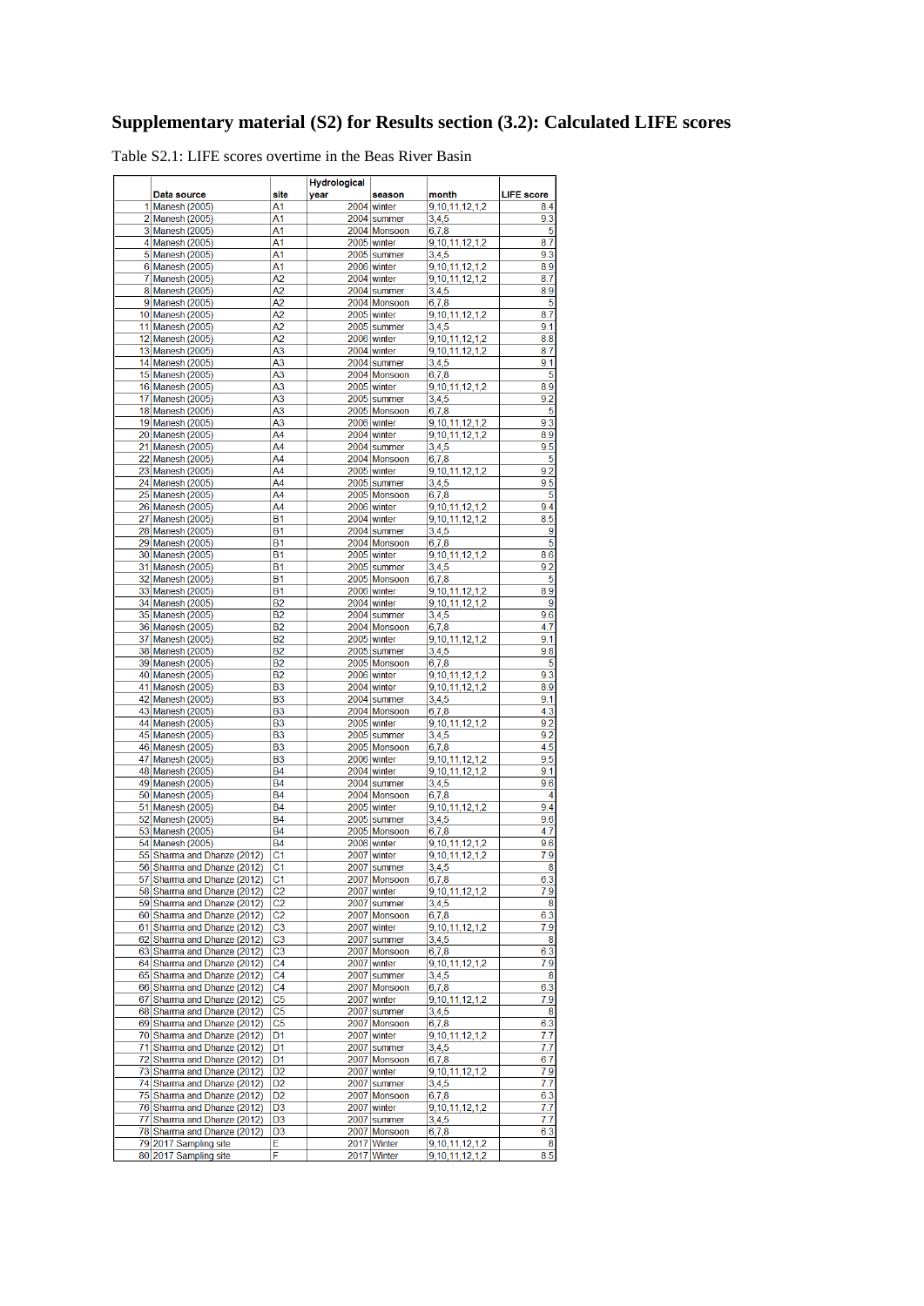## Supplementary material (S2) for Results section (3.2): Calculated LIFE scores

Table S2.1: LIFE scores overtime in the Beas River Basin

| | Data source | site | Hydrological year | season | month | LIFE score |
|---|---|---|---|---|---|---|
| 1 | Manesh (2005) | A1 | 2004 | winter | 9,10,11,12,1,2 | 8.4 |
| 2 | Manesh (2005) | A1 | 2004 | summer | 3,4,5 | 9.3 |
| 3 | Manesh (2005) | A1 | 2004 | Monsoon | 6,7,8 | 5 |
| 4 | Manesh (2005) | A1 | 2005 | winter | 9,10,11,12,1,2 | 8.7 |
| 5 | Manesh (2005) | A1 | 2005 | summer | 3,4,5 | 9.3 |
| 6 | Manesh (2005) | A1 | 2006 | winter | 9,10,11,12,1,2 | 8.9 |
| 7 | Manesh (2005) | A2 | 2004 | winter | 9,10,11,12,1,2 | 8.7 |
| 8 | Manesh (2005) | A2 | 2004 | summer | 3,4,5 | 8.9 |
| 9 | Manesh (2005) | A2 | 2004 | Monsoon | 6,7,8 | 5 |
| 10 | Manesh (2005) | A2 | 2005 | winter | 9,10,11,12,1,2 | 8.7 |
| 11 | Manesh (2005) | A2 | 2005 | summer | 3,4,5 | 9.1 |
| 12 | Manesh (2005) | A2 | 2006 | winter | 9,10,11,12,1,2 | 8.8 |
| 13 | Manesh (2005) | A3 | 2004 | winter | 9,10,11,12,1,2 | 8.7 |
| 14 | Manesh (2005) | A3 | 2004 | summer | 3,4,5 | 9.1 |
| 15 | Manesh (2005) | A3 | 2004 | Monsoon | 6,7,8 | 5 |
| 16 | Manesh (2005) | A3 | 2005 | winter | 9,10,11,12,1,2 | 8.9 |
| 17 | Manesh (2005) | A3 | 2005 | summer | 3,4,5 | 9.2 |
| 18 | Manesh (2005) | A3 | 2005 | Monsoon | 6,7,8 | 5 |
| 19 | Manesh (2005) | A3 | 2006 | winter | 9,10,11,12,1,2 | 9.3 |
| 20 | Manesh (2005) | A4 | 2004 | winter | 9,10,11,12,1,2 | 8.9 |
| 21 | Manesh (2005) | A4 | 2004 | summer | 3,4,5 | 9.5 |
| 22 | Manesh (2005) | A4 | 2004 | Monsoon | 6,7,8 | 5 |
| 23 | Manesh (2005) | A4 | 2005 | winter | 9,10,11,12,1,2 | 9.2 |
| 24 | Manesh (2005) | A4 | 2005 | summer | 3,4,5 | 9.5 |
| 25 | Manesh (2005) | A4 | 2005 | Monsoon | 6,7,8 | 5 |
| 26 | Manesh (2005) | A4 | 2006 | winter | 9,10,11,12,1,2 | 9.4 |
| 27 | Manesh (2005) | B1 | 2004 | winter | 9,10,11,12,1,2 | 8.5 |
| 28 | Manesh (2005) | B1 | 2004 | summer | 3,4,5 | 9 |
| 29 | Manesh (2005) | B1 | 2004 | Monsoon | 6,7,8 | 5 |
| 30 | Manesh (2005) | B1 | 2005 | winter | 9,10,11,12,1,2 | 8.6 |
| 31 | Manesh (2005) | B1 | 2005 | summer | 3,4,5 | 9.2 |
| 32 | Manesh (2005) | B1 | 2005 | Monsoon | 6,7,8 | 5 |
| 33 | Manesh (2005) | B1 | 2006 | winter | 9,10,11,12,1,2 | 8.9 |
| 34 | Manesh (2005) | B2 | 2004 | winter | 9,10,11,12,1,2 | 9 |
| 35 | Manesh (2005) | B2 | 2004 | summer | 3,4,5 | 9.6 |
| 36 | Manesh (2005) | B2 | 2004 | Monsoon | 6,7,8 | 4.7 |
| 37 | Manesh (2005) | B2 | 2005 | winter | 9,10,11,12,1,2 | 9.1 |
| 38 | Manesh (2005) | B2 | 2005 | summer | 3,4,5 | 9.8 |
| 39 | Manesh (2005) | B2 | 2005 | Monsoon | 6,7,8 | 5 |
| 40 | Manesh (2005) | B2 | 2006 | winter | 9,10,11,12,1,2 | 9.3 |
| 41 | Manesh (2005) | B3 | 2004 | winter | 9,10,11,12,1,2 | 8.9 |
| 42 | Manesh (2005) | B3 | 2004 | summer | 3,4,5 | 9.1 |
| 43 | Manesh (2005) | B3 | 2004 | Monsoon | 6,7,8 | 4.3 |
| 44 | Manesh (2005) | B3 | 2005 | winter | 9,10,11,12,1,2 | 9.2 |
| 45 | Manesh (2005) | B3 | 2005 | summer | 3,4,5 | 9.2 |
| 46 | Manesh (2005) | B3 | 2005 | Monsoon | 6,7,8 | 4.5 |
| 47 | Manesh (2005) | B3 | 2006 | winter | 9,10,11,12,1,2 | 9.5 |
| 48 | Manesh (2005) | B4 | 2004 | winter | 9,10,11,12,1,2 | 9.1 |
| 49 | Manesh (2005) | B4 | 2004 | summer | 3,4,5 | 9.6 |
| 50 | Manesh (2005) | B4 | 2004 | Monsoon | 6,7,8 | 4 |
| 51 | Manesh (2005) | B4 | 2005 | winter | 9,10,11,12,1,2 | 9.4 |
| 52 | Manesh (2005) | B4 | 2005 | summer | 3,4,5 | 9.6 |
| 53 | Manesh (2005) | B4 | 2005 | Monsoon | 6,7,8 | 4.7 |
| 54 | Manesh (2005) | B4 | 2006 | winter | 9,10,11,12,1,2 | 9.6 |
| 55 | Sharma and Dhanze (2012) | C1 | 2007 | winter | 9,10,11,12,1,2 | 7.9 |
| 56 | Sharma and Dhanze (2012) | C1 | 2007 | summer | 3,4,5 | 8 |
| 57 | Sharma and Dhanze (2012) | C1 | 2007 | Monsoon | 6,7,8 | 6.3 |
| 58 | Sharma and Dhanze (2012) | C2 | 2007 | winter | 9,10,11,12,1,2 | 7.9 |
| 59 | Sharma and Dhanze (2012) | C2 | 2007 | summer | 3,4,5 | 8 |
| 60 | Sharma and Dhanze (2012) | C2 | 2007 | Monsoon | 6,7,8 | 6.3 |
| 61 | Sharma and Dhanze (2012) | C3 | 2007 | winter | 9,10,11,12,1,2 | 7.9 |
| 62 | Sharma and Dhanze (2012) | C3 | 2007 | summer | 3,4,5 | 8 |
| 63 | Sharma and Dhanze (2012) | C3 | 2007 | Monsoon | 6,7,8 | 6.3 |
| 64 | Sharma and Dhanze (2012) | C4 | 2007 | winter | 9,10,11,12,1,2 | 7.9 |
| 65 | Sharma and Dhanze (2012) | C4 | 2007 | summer | 3,4,5 | 8 |
| 66 | Sharma and Dhanze (2012) | C4 | 2007 | Monsoon | 6,7,8 | 6.3 |
| 67 | Sharma and Dhanze (2012) | C5 | 2007 | winter | 9,10,11,12,1,2 | 7.9 |
| 68 | Sharma and Dhanze (2012) | C5 | 2007 | summer | 3,4,5 | 8 |
| 69 | Sharma and Dhanze (2012) | C5 | 2007 | Monsoon | 6,7,8 | 6.3 |
| 70 | Sharma and Dhanze (2012) | D1 | 2007 | winter | 9,10,11,12,1,2 | 7.7 |
| 71 | Sharma and Dhanze (2012) | D1 | 2007 | summer | 3,4,5 | 7.7 |
| 72 | Sharma and Dhanze (2012) | D1 | 2007 | Monsoon | 6,7,8 | 6.7 |
| 73 | Sharma and Dhanze (2012) | D2 | 2007 | winter | 9,10,11,12,1,2 | 7.9 |
| 74 | Sharma and Dhanze (2012) | D2 | 2007 | summer | 3,4,5 | 7.7 |
| 75 | Sharma and Dhanze (2012) | D2 | 2007 | Monsoon | 6,7,8 | 6.3 |
| 76 | Sharma and Dhanze (2012) | D3 | 2007 | winter | 9,10,11,12,1,2 | 7.7 |
| 77 | Sharma and Dhanze (2012) | D3 | 2007 | summer | 3,4,5 | 7.7 |
| 78 | Sharma and Dhanze (2012) | D3 | 2007 | Monsoon | 6,7,8 | 6.3 |
| 79 | 2017 Sampling site | E | 2017 | Winter | 9,10,11,12,1,2 | 8 |
| 80 | 2017 Sampling site | F | 2017 | Winter | 9,10,11,12,1,2 | 8.5 |